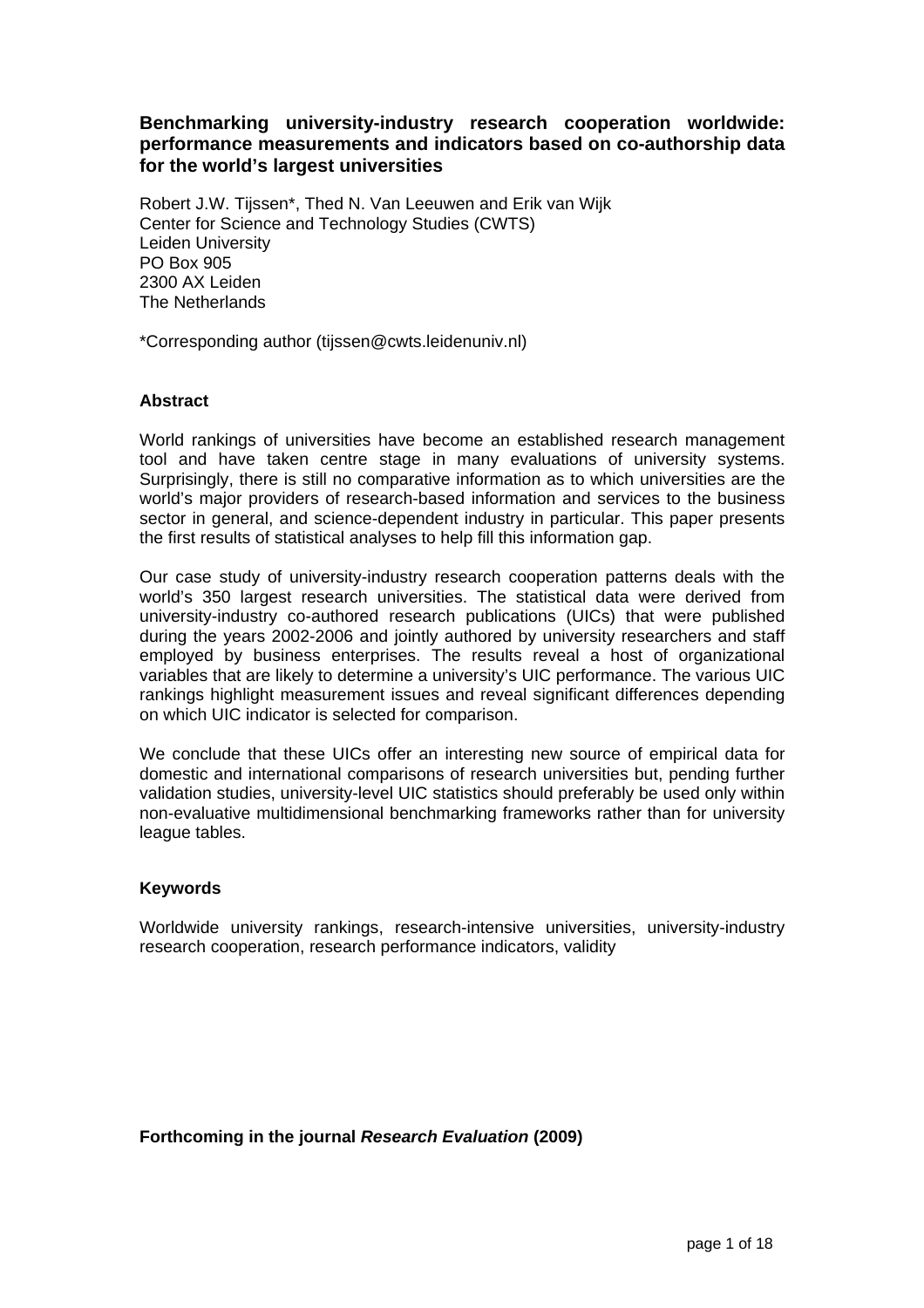# Benchmarking university-industry research cooperation worldwide: performance measurements and indicators based on co-authorship data for the world's largest universities

Robert J.W. Tijssen*, Thed N. Van Leeuwen and Erik van Wijk
Center for Science and Technology Studies (CWTS)
Leiden University
PO Box 905
2300 AX Leiden
The Netherlands

*Corresponding author (tijssen@cwts.leidenuniv.nl)

## Abstract

World rankings of universities have become an established research management tool and have taken centre stage in many evaluations of university systems. Surprisingly, there is still no comparative information as to which universities are the world's major providers of research-based information and services to the business sector in general, and science-dependent industry in particular. This paper presents the first results of statistical analyses to help fill this information gap.

Our case study of university-industry research cooperation patterns deals with the world's 350 largest research universities. The statistical data were derived from university-industry co-authored research publications (UICs) that were published during the years 2002-2006 and jointly authored by university researchers and staff employed by business enterprises. The results reveal a host of organizational variables that are likely to determine a university's UIC performance. The various UIC rankings highlight measurement issues and reveal significant differences depending on which UIC indicator is selected for comparison.

We conclude that these UICs offer an interesting new source of empirical data for domestic and international comparisons of research universities but, pending further validation studies, university-level UIC statistics should preferably be used only within non-evaluative multidimensional benchmarking frameworks rather than for university league tables.

## Keywords

Worldwide university rankings, research-intensive universities, university-industry research cooperation, research performance indicators, validity

**Forthcoming in the journal *Research Evaluation* (2009)**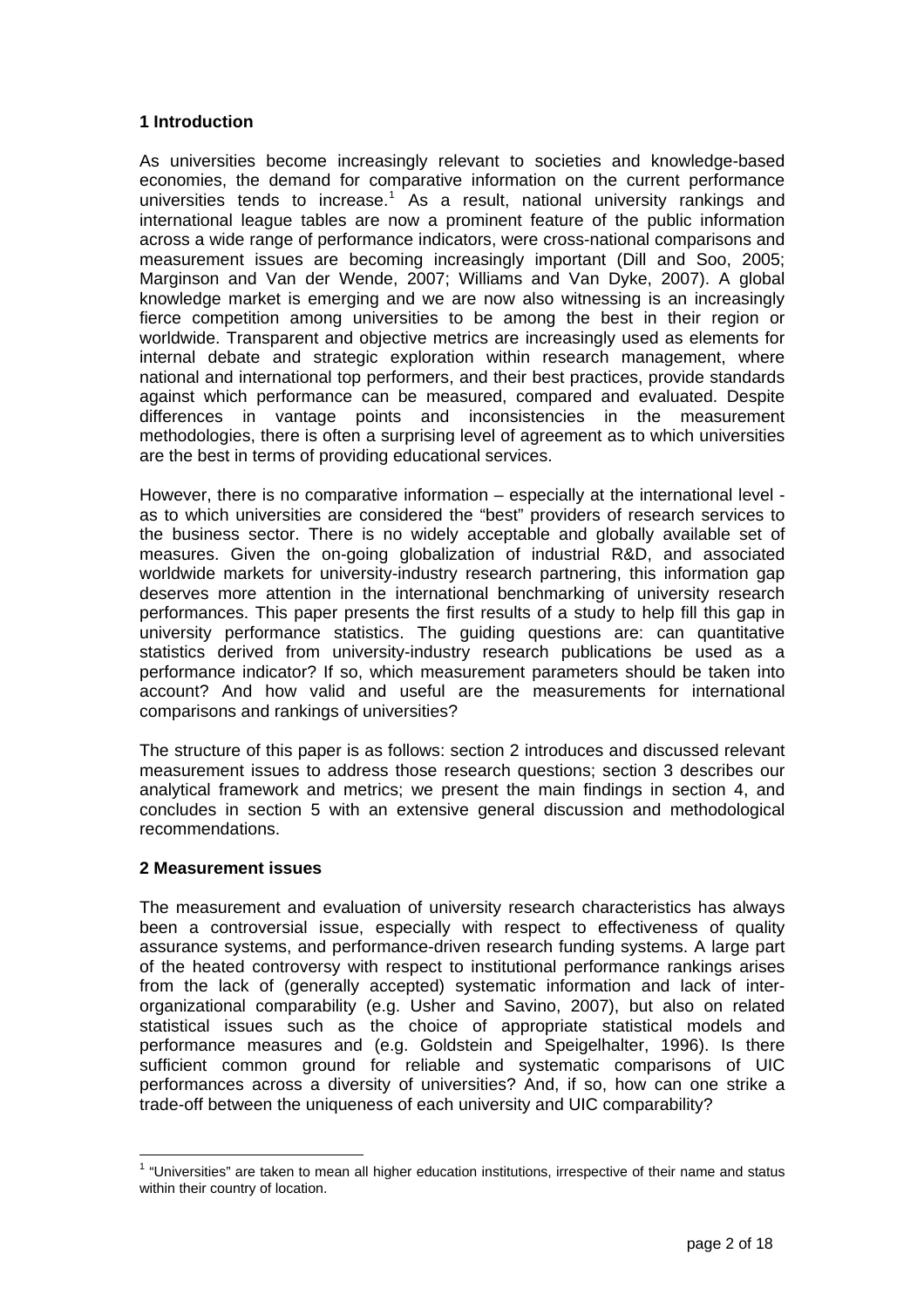## 1 Introduction

As universities become increasingly relevant to societies and knowledge-based economies, the demand for comparative information on the current performance universities tends to increase.[1] As a result, national university rankings and international league tables are now a prominent feature of the public information across a wide range of performance indicators, were cross-national comparisons and measurement issues are becoming increasingly important (Dill and Soo, 2005; Marginson and Van der Wende, 2007; Williams and Van Dyke, 2007). A global knowledge market is emerging and we are now also witnessing is an increasingly fierce competition among universities to be among the best in their region or worldwide. Transparent and objective metrics are increasingly used as elements for internal debate and strategic exploration within research management, where national and international top performers, and their best practices, provide standards against which performance can be measured, compared and evaluated. Despite differences in vantage points and inconsistencies in the measurement methodologies, there is often a surprising level of agreement as to which universities are the best in terms of providing educational services.

However, there is no comparative information – especially at the international level - as to which universities are considered the "best" providers of research services to the business sector. There is no widely acceptable and globally available set of measures. Given the on-going globalization of industrial R&D, and associated worldwide markets for university-industry research partnering, this information gap deserves more attention in the international benchmarking of university research performances. This paper presents the first results of a study to help fill this gap in university performance statistics. The guiding questions are: can quantitative statistics derived from university-industry research publications be used as a performance indicator? If so, which measurement parameters should be taken into account? And how valid and useful are the measurements for international comparisons and rankings of universities?

The structure of this paper is as follows: section 2 introduces and discussed relevant measurement issues to address those research questions; section 3 describes our analytical framework and metrics; we present the main findings in section 4, and concludes in section 5 with an extensive general discussion and methodological recommendations.

## 2 Measurement issues

The measurement and evaluation of university research characteristics has always been a controversial issue, especially with respect to effectiveness of quality assurance systems, and performance-driven research funding systems. A large part of the heated controversy with respect to institutional performance rankings arises from the lack of (generally accepted) systematic information and lack of inter-organizational comparability (e.g. Usher and Savino, 2007), but also on related statistical issues such as the choice of appropriate statistical models and performance measures and (e.g. Goldstein and Speigelhalter, 1996). Is there sufficient common ground for reliable and systematic comparisons of UIC performances across a diversity of universities? And, if so, how can one strike a trade-off between the uniqueness of each university and UIC comparability?

[1] "Universities" are taken to mean all higher education institutions, irrespective of their name and status within their country of location.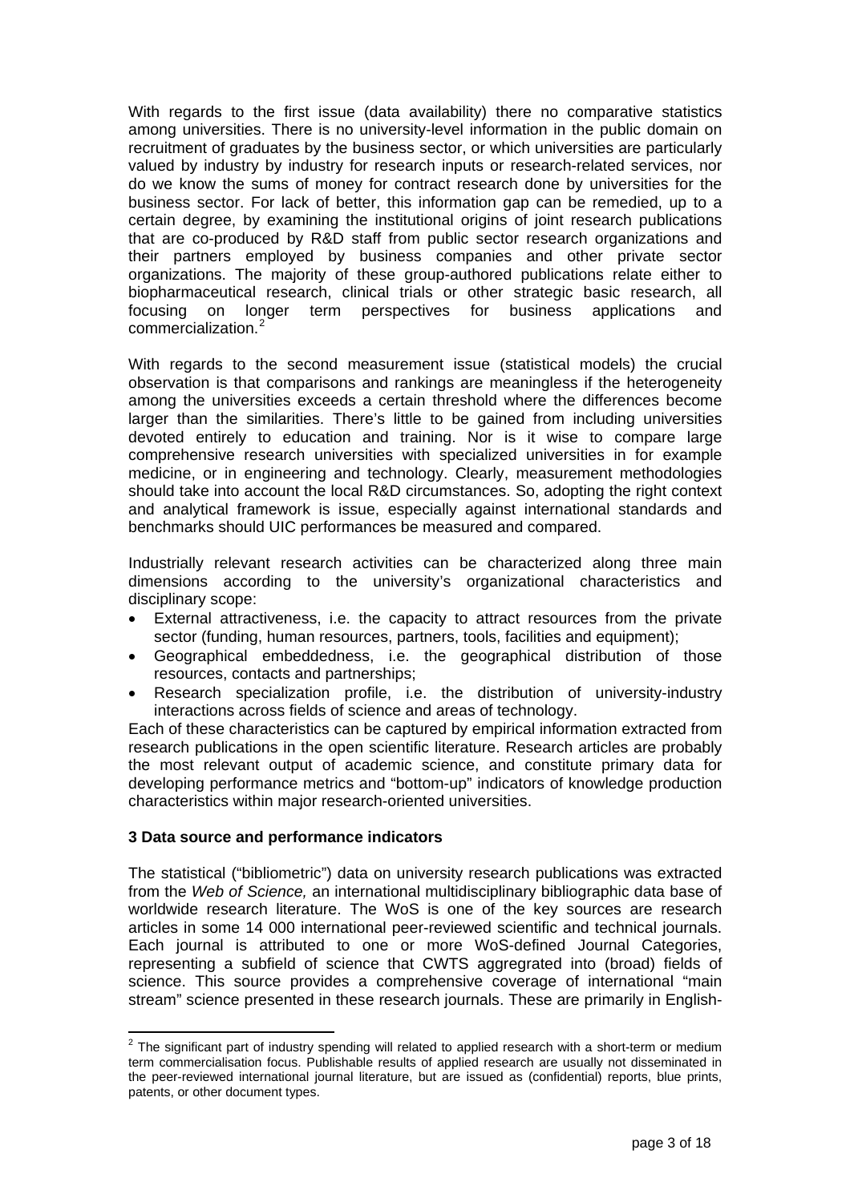With regards to the first issue (data availability) there no comparative statistics among universities. There is no university-level information in the public domain on recruitment of graduates by the business sector, or which universities are particularly valued by industry by industry for research inputs or research-related services, nor do we know the sums of money for contract research done by universities for the business sector. For lack of better, this information gap can be remedied, up to a certain degree, by examining the institutional origins of joint research publications that are co-produced by R&D staff from public sector research organizations and their partners employed by business companies and other private sector organizations. The majority of these group-authored publications relate either to biopharmaceutical research, clinical trials or other strategic basic research, all focusing on longer term perspectives for business applications and commercialization.[2]

With regards to the second measurement issue (statistical models) the crucial observation is that comparisons and rankings are meaningless if the heterogeneity among the universities exceeds a certain threshold where the differences become larger than the similarities. There's little to be gained from including universities devoted entirely to education and training. Nor is it wise to compare large comprehensive research universities with specialized universities in for example medicine, or in engineering and technology. Clearly, measurement methodologies should take into account the local R&D circumstances. So, adopting the right context and analytical framework is issue, especially against international standards and benchmarks should UIC performances be measured and compared.

Industrially relevant research activities can be characterized along three main dimensions according to the university's organizational characteristics and disciplinary scope:

- External attractiveness, i.e. the capacity to attract resources from the private sector (funding, human resources, partners, tools, facilities and equipment);
- Geographical embeddedness, i.e. the geographical distribution of those resources, contacts and partnerships;
- Research specialization profile, i.e. the distribution of university-industry interactions across fields of science and areas of technology.

Each of these characteristics can be captured by empirical information extracted from research publications in the open scientific literature. Research articles are probably the most relevant output of academic science, and constitute primary data for developing performance metrics and "bottom-up" indicators of knowledge production characteristics within major research-oriented universities.

### 3 Data source and performance indicators

The statistical ("bibliometric") data on university research publications was extracted from the *Web of Science,* an international multidisciplinary bibliographic data base of worldwide research literature. The WoS is one of the key sources are research articles in some 14 000 international peer-reviewed scientific and technical journals. Each journal is attributed to one or more WoS-defined Journal Categories, representing a subfield of science that CWTS aggregrated into (broad) fields of science. This source provides a comprehensive coverage of international "main stream" science presented in these research journals. These are primarily in English-

---

[2] The significant part of industry spending will related to applied research with a short-term or medium term commercialisation focus. Publishable results of applied research are usually not disseminated in the peer-reviewed international journal literature, but are issued as (confidential) reports, blue prints, patents, or other document types.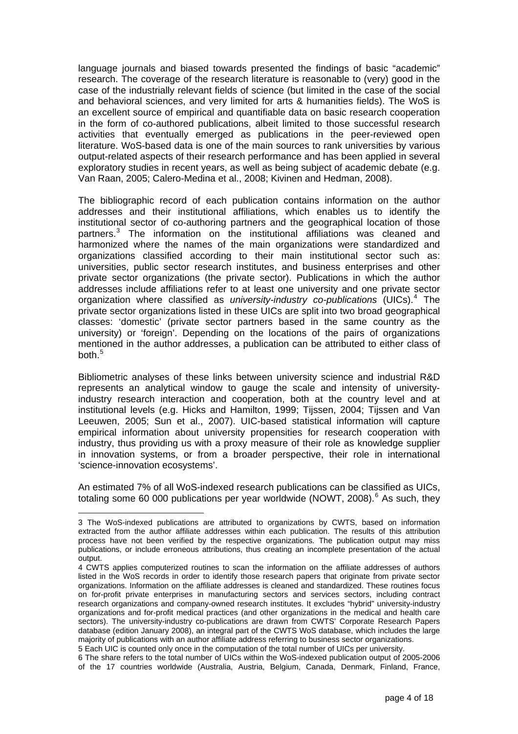language journals and biased towards presented the findings of basic "academic" research. The coverage of the research literature is reasonable to (very) good in the case of the industrially relevant fields of science (but limited in the case of the social and behavioral sciences, and very limited for arts & humanities fields). The WoS is an excellent source of empirical and quantifiable data on basic research cooperation in the form of co-authored publications, albeit limited to those successful research activities that eventually emerged as publications in the peer-reviewed open literature. WoS-based data is one of the main sources to rank universities by various output-related aspects of their research performance and has been applied in several exploratory studies in recent years, as well as being subject of academic debate (e.g. Van Raan, 2005; Calero-Medina et al., 2008; Kivinen and Hedman, 2008).

The bibliographic record of each publication contains information on the author addresses and their institutional affiliations, which enables us to identify the institutional sector of co-authoring partners and the geographical location of those partners.[3] The information on the institutional affiliations was cleaned and harmonized where the names of the main organizations were standardized and organizations classified according to their main institutional sector such as: universities, public sector research institutes, and business enterprises and other private sector organizations (the private sector). Publications in which the author addresses include affiliations refer to at least one university and one private sector organization where classified as *university-industry co-publications* (UICs).[4] The private sector organizations listed in these UICs are split into two broad geographical classes: 'domestic' (private sector partners based in the same country as the university) or 'foreign'. Depending on the locations of the pairs of organizations mentioned in the author addresses, a publication can be attributed to either class of both.[5]

Bibliometric analyses of these links between university science and industrial R&D represents an analytical window to gauge the scale and intensity of university-industry research interaction and cooperation, both at the country level and at institutional levels (e.g. Hicks and Hamilton, 1999; Tijssen, 2004; Tijssen and Van Leeuwen, 2005; Sun et al., 2007). UIC-based statistical information will capture empirical information about university propensities for research cooperation with industry, thus providing us with a proxy measure of their role as knowledge supplier in innovation systems, or from a broader perspective, their role in international 'science-innovation ecosystems'.

An estimated 7% of all WoS-indexed research publications can be classified as UICs, totaling some 60 000 publications per year worldwide (NOWT, 2008).[6] As such, they

---

3 The WoS-indexed publications are attributed to organizations by CWTS, based on information extracted from the author affiliate addresses within each publication. The results of this attribution process have not been verified by the respective organizations. The publication output may miss publications, or include erroneous attributions, thus creating an incomplete presentation of the actual output.

4 CWTS applies computerized routines to scan the information on the affiliate addresses of authors listed in the WoS records in order to identify those research papers that originate from private sector organizations. Information on the affiliate addresses is cleaned and standardized. These routines focus on for-profit private enterprises in manufacturing sectors and services sectors, including contract research organizations and company-owned research institutes. It excludes "hybrid" university-industry organizations and for-profit medical practices (and other organizations in the medical and health care sectors). The university-industry co-publications are drawn from CWTS' Corporate Research Papers database (edition January 2008), an integral part of the CWTS WoS database, which includes the large majority of publications with an author affiliate address referring to business sector organizations.

5 Each UIC is counted only once in the computation of the total number of UICs per university.

6 The share refers to the total number of UICs within the WoS-indexed publication output of 2005-2006 of the 17 countries worldwide (Australia, Austria, Belgium, Canada, Denmark, Finland, France,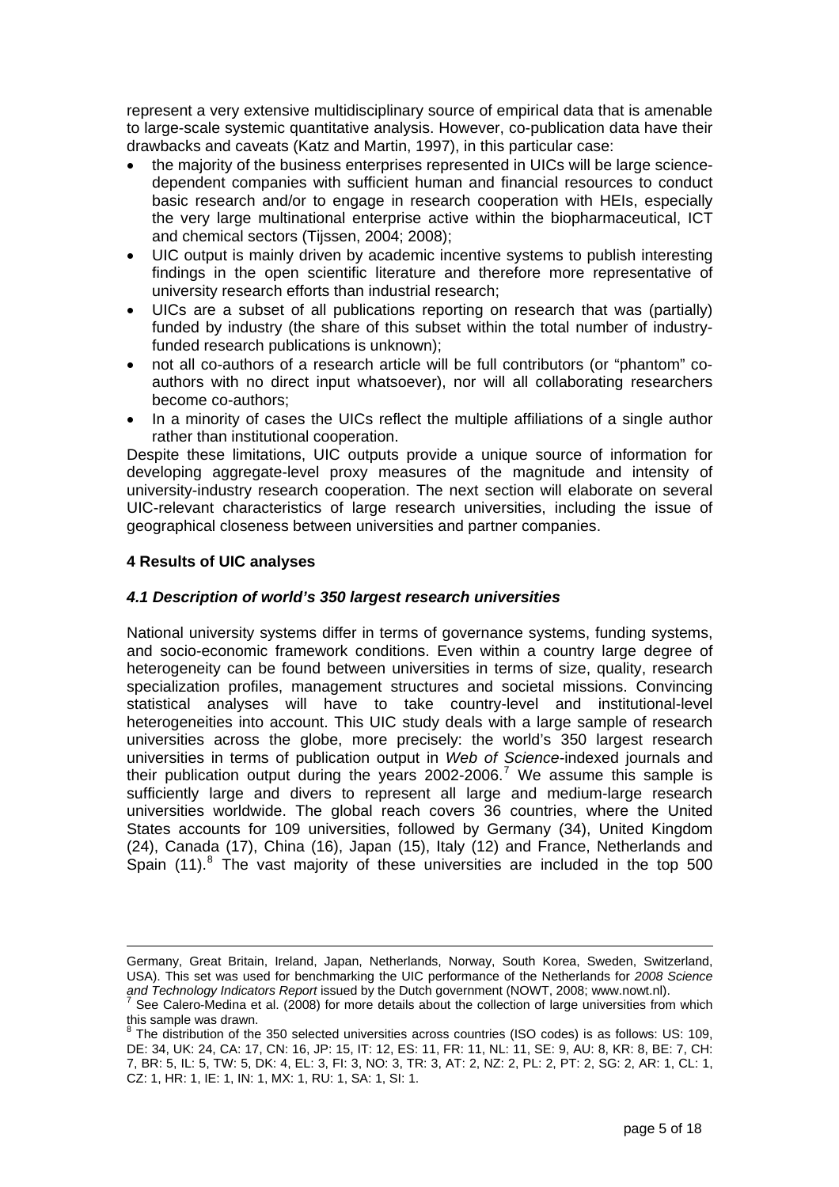represent a very extensive multidisciplinary source of empirical data that is amenable to large-scale systemic quantitative analysis. However, co-publication data have their drawbacks and caveats (Katz and Martin, 1997), in this particular case:

- the majority of the business enterprises represented in UICs will be large science-dependent companies with sufficient human and financial resources to conduct basic research and/or to engage in research cooperation with HEIs, especially the very large multinational enterprise active within the biopharmaceutical, ICT and chemical sectors (Tijssen, 2004; 2008);
- UIC output is mainly driven by academic incentive systems to publish interesting findings in the open scientific literature and therefore more representative of university research efforts than industrial research;
- UICs are a subset of all publications reporting on research that was (partially) funded by industry (the share of this subset within the total number of industry-funded research publications is unknown);
- not all co-authors of a research article will be full contributors (or "phantom" co-authors with no direct input whatsoever), nor will all collaborating researchers become co-authors;
- In a minority of cases the UICs reflect the multiple affiliations of a single author rather than institutional cooperation.

Despite these limitations, UIC outputs provide a unique source of information for developing aggregate-level proxy measures of the magnitude and intensity of university-industry research cooperation. The next section will elaborate on several UIC-relevant characteristics of large research universities, including the issue of geographical closeness between universities and partner companies.

## 4 Results of UIC analyses

### *4.1 Description of world's 350 largest research universities*

National university systems differ in terms of governance systems, funding systems, and socio-economic framework conditions. Even within a country large degree of heterogeneity can be found between universities in terms of size, quality, research specialization profiles, management structures and societal missions. Convincing statistical analyses will have to take country-level and institutional-level heterogeneities into account. This UIC study deals with a large sample of research universities across the globe, more precisely: the world's 350 largest research universities in terms of publication output in *Web of Science*-indexed journals and their publication output during the years 2002-2006.[7] We assume this sample is sufficiently large and divers to represent all large and medium-large research universities worldwide. The global reach covers 36 countries, where the United States accounts for 109 universities, followed by Germany (34), United Kingdom (24), Canada (17), China (16), Japan (15), Italy (12) and France, Netherlands and Spain (11).[8] The vast majority of these universities are included in the top 500

---

Germany, Great Britain, Ireland, Japan, Netherlands, Norway, South Korea, Sweden, Switzerland, USA). This set was used for benchmarking the UIC performance of the Netherlands for *2008 Science and Technology Indicators Report* issued by the Dutch government (NOWT, 2008; www.nowt.nl).

[7] See Calero-Medina et al. (2008) for more details about the collection of large universities from which this sample was drawn.

[8] The distribution of the 350 selected universities across countries (ISO codes) is as follows: US: 109, DE: 34, UK: 24, CA: 17, CN: 16, JP: 15, IT: 12, ES: 11, FR: 11, NL: 11, SE: 9, AU: 8, KR: 8, BE: 7, CH: 7, BR: 5, IL: 5, TW: 5, DK: 4, EL: 3, FI: 3, NO: 3, TR: 3, AT: 2, NZ: 2, PL: 2, PT: 2, SG: 2, AR: 1, CL: 1, CZ: 1, HR: 1, IE: 1, IN: 1, MX: 1, RU: 1, SA: 1, SI: 1.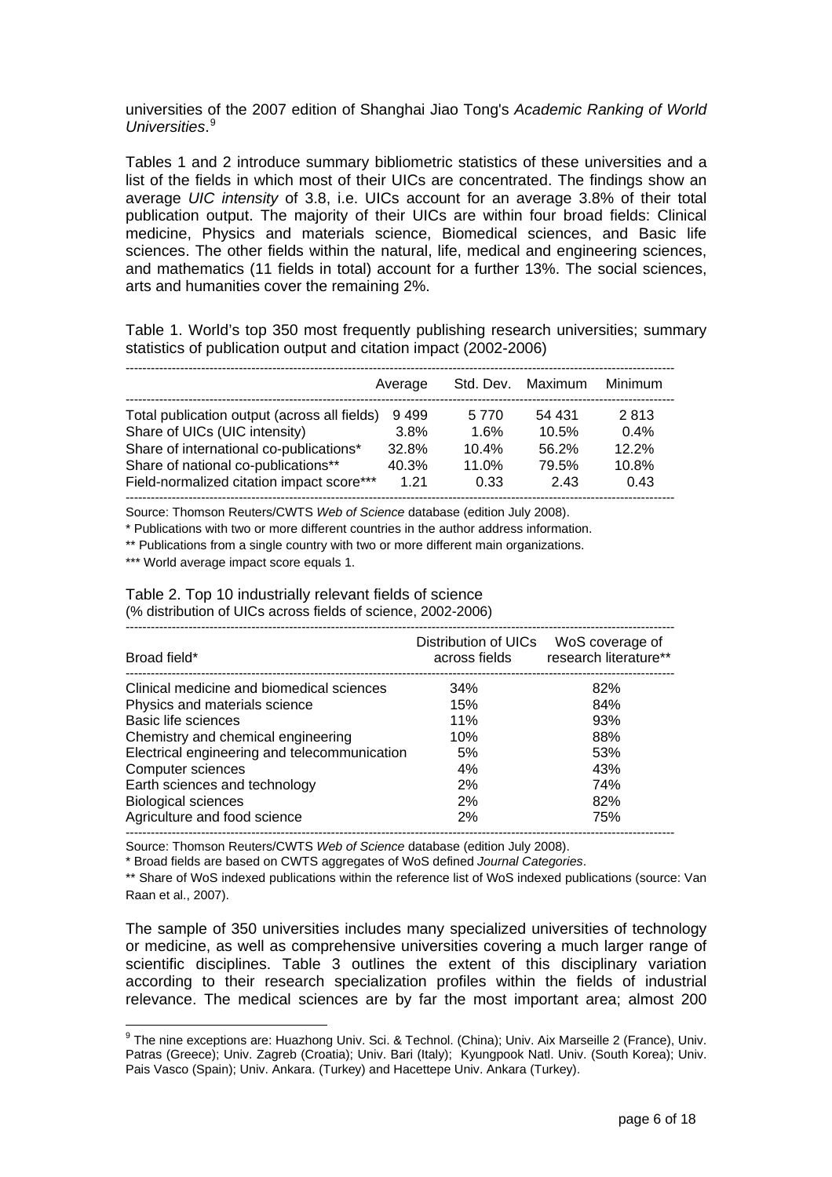universities of the 2007 edition of Shanghai Jiao Tong's *Academic Ranking of World Universities*.[9]

Tables 1 and 2 introduce summary bibliometric statistics of these universities and a list of the fields in which most of their UICs are concentrated. The findings show an average *UIC intensity* of 3.8, i.e. UICs account for an average 3.8% of their total publication output. The majority of their UICs are within four broad fields: Clinical medicine, Physics and materials science, Biomedical sciences, and Basic life sciences. The other fields within the natural, life, medical and engineering sciences, and mathematics (11 fields in total) account for a further 13%. The social sciences, arts and humanities cover the remaining 2%.

Table 1. World's top 350 most frequently publishing research universities; summary statistics of publication output and citation impact (2002-2006)

| | Average | Std. Dev. | Maximum | Minimum |
|---|---|---|---|---|
| Total publication output (across all fields) | 9 499 | 5 770 | 54 431 | 2 813 |
| Share of UICs (UIC intensity) | 3.8% | 1.6% | 10.5% | 0.4% |
| Share of international co-publications* | 32.8% | 10.4% | 56.2% | 12.2% |
| Share of national co-publications** | 40.3% | 11.0% | 79.5% | 10.8% |
| Field-normalized citation impact score*** | 1.21 | 0.33 | 2.43 | 0.43 |

Source: Thomson Reuters/CWTS *Web of Science* database (edition July 2008).

* Publications with two or more different countries in the author address information.

** Publications from a single country with two or more different main organizations.

*** World average impact score equals 1.

Table 2. Top 10 industrially relevant fields of science
(% distribution of UICs across fields of science, 2002-2006)

| Broad field* | Distribution of UICs across fields | WoS coverage of research literature** |
|---|---|---|
| Clinical medicine and biomedical sciences | 34% | 82% |
| Physics and materials science | 15% | 84% |
| Basic life sciences | 11% | 93% |
| Chemistry and chemical engineering | 10% | 88% |
| Electrical engineering and telecommunication | 5% | 53% |
| Computer sciences | 4% | 43% |
| Earth sciences and technology | 2% | 74% |
| Biological sciences | 2% | 82% |
| Agriculture and food science | 2% | 75% |

Source: Thomson Reuters/CWTS *Web of Science* database (edition July 2008).

* Broad fields are based on CWTS aggregates of WoS defined *Journal Categories*.

** Share of WoS indexed publications within the reference list of WoS indexed publications (source: Van Raan et al., 2007).

The sample of 350 universities includes many specialized universities of technology or medicine, as well as comprehensive universities covering a much larger range of scientific disciplines. Table 3 outlines the extent of this disciplinary variation according to their research specialization profiles within the fields of industrial relevance. The medical sciences are by far the most important area; almost 200

[9] The nine exceptions are: Huazhong Univ. Sci. & Technol. (China); Univ. Aix Marseille 2 (France), Univ. Patras (Greece); Univ. Zagreb (Croatia); Univ. Bari (Italy); Kyungpook Natl. Univ. (South Korea); Univ. Pais Vasco (Spain); Univ. Ankara. (Turkey) and Hacettepe Univ. Ankara (Turkey).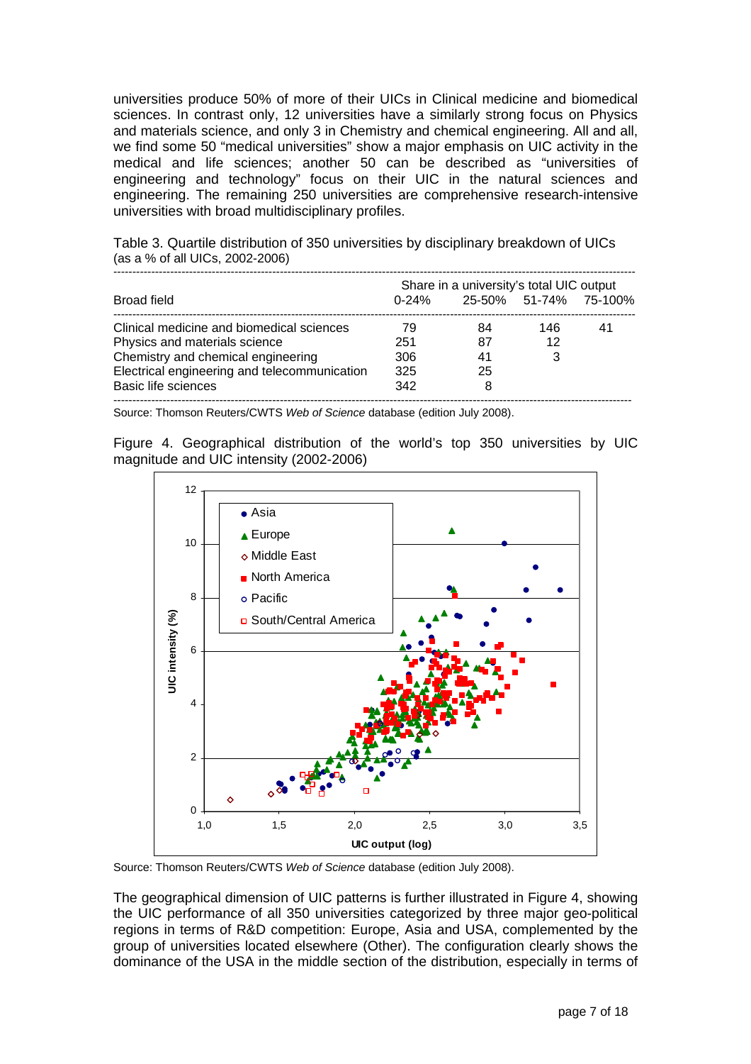universities produce 50% of more of their UICs in Clinical medicine and biomedical sciences. In contrast only, 12 universities have a similarly strong focus on Physics and materials science, and only 3 in Chemistry and chemical engineering. All and all, we find some 50 "medical universities" show a major emphasis on UIC activity in the medical and life sciences; another 50 can be described as "universities of engineering and technology" focus on their UIC in the natural sciences and engineering. The remaining 250 universities are comprehensive research-intensive universities with broad multidisciplinary profiles.

Table 3. Quartile distribution of 350 universities by disciplinary breakdown of UICs (as a % of all UICs, 2002-2006)

| Broad field | Share in a university's total UIC output | | | |
|---|---|---|---|---|
| | 0-24% | 25-50% | 51-74% | 75-100% |
| Clinical medicine and biomedical sciences | 79 | 84 | 146 | 41 |
| Physics and materials science | 251 | 87 | 12 | |
| Chemistry and chemical engineering | 306 | 41 | 3 | |
| Electrical engineering and telecommunication | 325 | 25 | | |
| Basic life sciences | 342 | 8 | | |

Source: Thomson Reuters/CWTS *Web of Science* database (edition July 2008).

Figure 4. Geographical distribution of the world's top 350 universities by UIC magnitude and UIC intensity (2002-2006)

Source: Thomson Reuters/CWTS *Web of Science* database (edition July 2008).

The geographical dimension of UIC patterns is further illustrated in Figure 4, showing the UIC performance of all 350 universities categorized by three major geo-political regions in terms of R&D competition: Europe, Asia and USA, complemented by the group of universities located elsewhere (Other). The configuration clearly shows the dominance of the USA in the middle section of the distribution, especially in terms of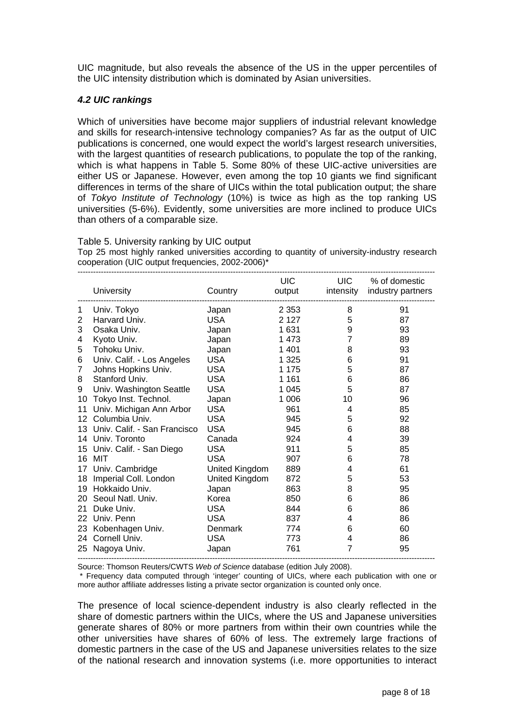UIC magnitude, but also reveals the absence of the US in the upper percentiles of the UIC intensity distribution which is dominated by Asian universities.

### *4.2 UIC rankings*

Which of universities have become major suppliers of industrial relevant knowledge and skills for research-intensive technology companies? As far as the output of UIC publications is concerned, one would expect the world's largest research universities, with the largest quantities of research publications, to populate the top of the ranking, which is what happens in Table 5. Some 80% of these UIC-active universities are either US or Japanese. However, even among the top 10 giants we find significant differences in terms of the share of UICs within the total publication output; the share of *Tokyo Institute of Technology* (10%) is twice as high as the top ranking US universities (5-6%). Evidently, some universities are more inclined to produce UICs than others of a comparable size.

Table 5. University ranking by UIC output

Top 25 most highly ranked universities according to quantity of university-industry research cooperation (UIC output frequencies, 2002-2006)*

| | University | Country | UIC output | UIC intensity | % of domestic industry partners |
|---|---|---|---|---|---|
| 1 | Univ. Tokyo | Japan | 2 353 | 8 | 91 |
| 2 | Harvard Univ. | USA | 2 127 | 5 | 87 |
| 3 | Osaka Univ. | Japan | 1 631 | 9 | 93 |
| 4 | Kyoto Univ. | Japan | 1 473 | 7 | 89 |
| 5 | Tohoku Univ. | Japan | 1 401 | 8 | 93 |
| 6 | Univ. Calif. - Los Angeles | USA | 1 325 | 6 | 91 |
| 7 | Johns Hopkins Univ. | USA | 1 175 | 5 | 87 |
| 8 | Stanford Univ. | USA | 1 161 | 6 | 86 |
| 9 | Univ. Washington Seattle | USA | 1 045 | 5 | 87 |
| 10 | Tokyo Inst. Technol. | Japan | 1 006 | 10 | 96 |
| 11 | Univ. Michigan Ann Arbor | USA | 961 | 4 | 85 |
| 12 | Columbia Univ. | USA | 945 | 5 | 92 |
| 13 | Univ. Calif. - San Francisco | USA | 945 | 6 | 88 |
| 14 | Univ. Toronto | Canada | 924 | 4 | 39 |
| 15 | Univ. Calif. - San Diego | USA | 911 | 5 | 85 |
| 16 | MIT | USA | 907 | 6 | 78 |
| 17 | Univ. Cambridge | United Kingdom | 889 | 4 | 61 |
| 18 | Imperial Coll. London | United Kingdom | 872 | 5 | 53 |
| 19 | Hokkaido Univ. | Japan | 863 | 8 | 95 |
| 20 | Seoul Natl. Univ. | Korea | 850 | 6 | 86 |
| 21 | Duke Univ. | USA | 844 | 6 | 86 |
| 22 | Univ. Penn | USA | 837 | 4 | 86 |
| 23 | Kobenhagen Univ. | Denmark | 774 | 6 | 60 |
| 24 | Cornell Univ. | USA | 773 | 4 | 86 |
| 25 | Nagoya Univ. | Japan | 761 | 7 | 95 |

Source: Thomson Reuters/CWTS *Web of Science* database (edition July 2008).

\* Frequency data computed through 'integer' counting of UICs, where each publication with one or more author affiliate addresses listing a private sector organization is counted only once.

The presence of local science-dependent industry is also clearly reflected in the share of domestic partners within the UICs, where the US and Japanese universities generate shares of 80% or more partners from within their own countries while the other universities have shares of 60% of less. The extremely large fractions of domestic partners in the case of the US and Japanese universities relates to the size of the national research and innovation systems (i.e. more opportunities to interact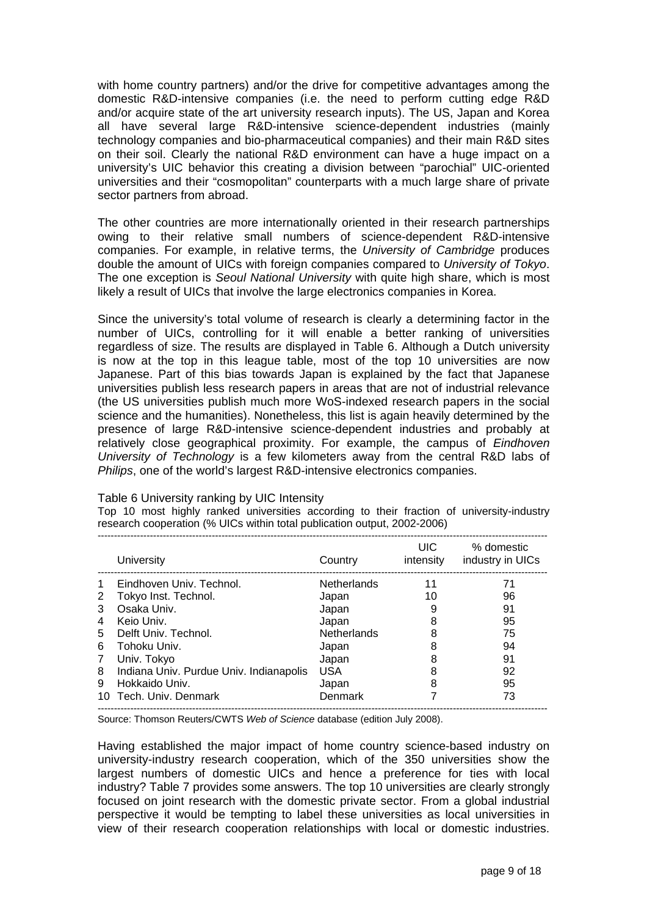with home country partners) and/or the drive for competitive advantages among the domestic R&D-intensive companies (i.e. the need to perform cutting edge R&D and/or acquire state of the art university research inputs). The US, Japan and Korea all have several large R&D-intensive science-dependent industries (mainly technology companies and bio-pharmaceutical companies) and their main R&D sites on their soil. Clearly the national R&D environment can have a huge impact on a university's UIC behavior this creating a division between "parochial" UIC-oriented universities and their "cosmopolitan" counterparts with a much large share of private sector partners from abroad.

The other countries are more internationally oriented in their research partnerships owing to their relative small numbers of science-dependent R&D-intensive companies. For example, in relative terms, the *University of Cambridge* produces double the amount of UICs with foreign companies compared to *University of Tokyo*. The one exception is *Seoul National University* with quite high share, which is most likely a result of UICs that involve the large electronics companies in Korea.

Since the university's total volume of research is clearly a determining factor in the number of UICs, controlling for it will enable a better ranking of universities regardless of size. The results are displayed in Table 6. Although a Dutch university is now at the top in this league table, most of the top 10 universities are now Japanese. Part of this bias towards Japan is explained by the fact that Japanese universities publish less research papers in areas that are not of industrial relevance (the US universities publish much more WoS-indexed research papers in the social science and the humanities). Nonetheless, this list is again heavily determined by the presence of large R&D-intensive science-dependent industries and probably at relatively close geographical proximity. For example, the campus of *Eindhoven University of Technology* is a few kilometers away from the central R&D labs of *Philips*, one of the world's largest R&D-intensive electronics companies.

Table 6 University ranking by UIC Intensity

Top 10 most highly ranked universities according to their fraction of university-industry research cooperation (% UICs within total publication output, 2002-2006)

| | University | Country | UIC intensity | % domestic industry in UICs |
|---|---|---|---|---|
| 1 | Eindhoven Univ. Technol. | Netherlands | 11 | 71 |
| 2 | Tokyo Inst. Technol. | Japan | 10 | 96 |
| 3 | Osaka Univ. | Japan | 9 | 91 |
| 4 | Keio Univ. | Japan | 8 | 95 |
| 5 | Delft Univ. Technol. | Netherlands | 8 | 75 |
| 6 | Tohoku Univ. | Japan | 8 | 94 |
| 7 | Univ. Tokyo | Japan | 8 | 91 |
| 8 | Indiana Univ. Purdue Univ. Indianapolis | USA | 8 | 92 |
| 9 | Hokkaido Univ. | Japan | 8 | 95 |
| 10 | Tech. Univ. Denmark | Denmark | 7 | 73 |

Source: Thomson Reuters/CWTS *Web of Science* database (edition July 2008).

Having established the major impact of home country science-based industry on university-industry research cooperation, which of the 350 universities show the largest numbers of domestic UICs and hence a preference for ties with local industry? Table 7 provides some answers. The top 10 universities are clearly strongly focused on joint research with the domestic private sector. From a global industrial perspective it would be tempting to label these universities as local universities in view of their research cooperation relationships with local or domestic industries.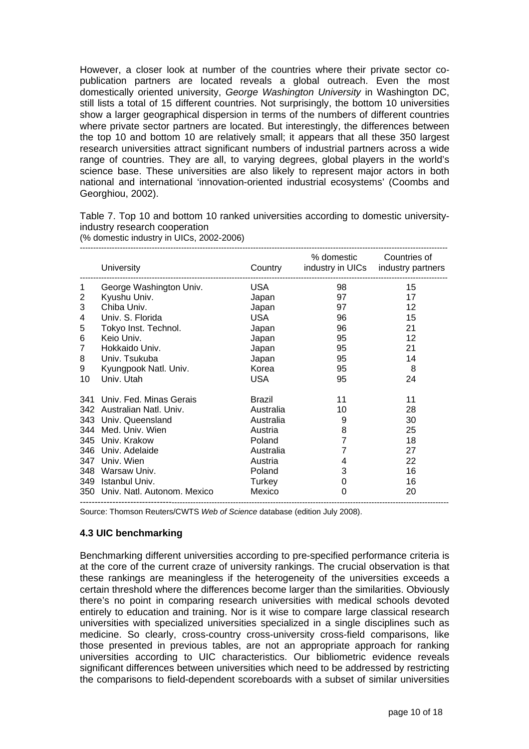However, a closer look at number of the countries where their private sector co-publication partners are located reveals a global outreach. Even the most domestically oriented university, *George Washington University* in Washington DC, still lists a total of 15 different countries. Not surprisingly, the bottom 10 universities show a larger geographical dispersion in terms of the numbers of different countries where private sector partners are located. But interestingly, the differences between the top 10 and bottom 10 are relatively small; it appears that all these 350 largest research universities attract significant numbers of industrial partners across a wide range of countries. They are all, to varying degrees, global players in the world's science base. These universities are also likely to represent major actors in both national and international 'innovation-oriented industrial ecosystems' (Coombs and Georghiou, 2002).

Table 7. Top 10 and bottom 10 ranked universities according to domestic university-industry research cooperation
(% domestic industry in UICs, 2002-2006)

| | University | Country | % domestic industry in UICs | Countries of industry partners |
|---|---|---|---|---|
| 1 | George Washington Univ. | USA | 98 | 15 |
| 2 | Kyushu Univ. | Japan | 97 | 17 |
| 3 | Chiba Univ. | Japan | 97 | 12 |
| 4 | Univ. S. Florida | USA | 96 | 15 |
| 5 | Tokyo Inst. Technol. | Japan | 96 | 21 |
| 6 | Keio Univ. | Japan | 95 | 12 |
| 7 | Hokkaido Univ. | Japan | 95 | 21 |
| 8 | Univ. Tsukuba | Japan | 95 | 14 |
| 9 | Kyungpook Natl. Univ. | Korea | 95 | 8 |
| 10 | Univ. Utah | USA | 95 | 24 |
| 341 | Univ. Fed. Minas Gerais | Brazil | 11 | 11 |
| 342 | Australian Natl. Univ. | Australia | 10 | 28 |
| 343 | Univ. Queensland | Australia | 9 | 30 |
| 344 | Med. Univ. Wien | Austria | 8 | 25 |
| 345 | Univ. Krakow | Poland | 7 | 18 |
| 346 | Univ. Adelaide | Australia | 7 | 27 |
| 347 | Univ. Wien | Austria | 4 | 22 |
| 348 | Warsaw Univ. | Poland | 3 | 16 |
| 349 | Istanbul Univ. | Turkey | 0 | 16 |
| 350 | Univ. Natl. Autonom. Mexico | Mexico | 0 | 20 |

Source: Thomson Reuters/CWTS *Web of Science* database (edition July 2008).

### 4.3 UIC benchmarking

Benchmarking different universities according to pre-specified performance criteria is at the core of the current craze of university rankings. The crucial observation is that these rankings are meaningless if the heterogeneity of the universities exceeds a certain threshold where the differences become larger than the similarities. Obviously there's no point in comparing research universities with medical schools devoted entirely to education and training. Nor is it wise to compare large classical research universities with specialized universities specialized in a single disciplines such as medicine. So clearly, cross-country cross-university cross-field comparisons, like those presented in previous tables, are not an appropriate approach for ranking universities according to UIC characteristics. Our bibliometric evidence reveals significant differences between universities which need to be addressed by restricting the comparisons to field-dependent scoreboards with a subset of similar universities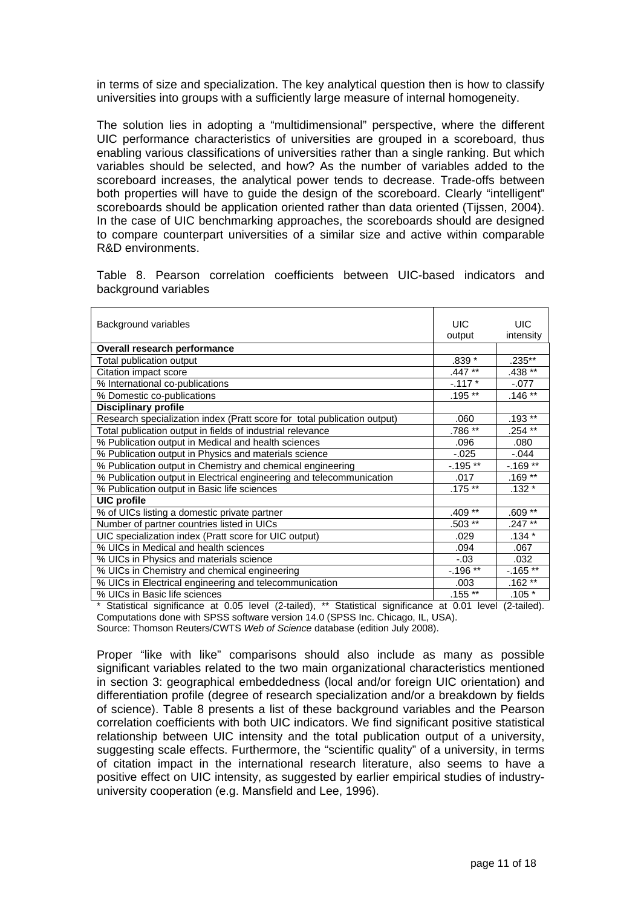in terms of size and specialization. The key analytical question then is how to classify universities into groups with a sufficiently large measure of internal homogeneity.

The solution lies in adopting a "multidimensional" perspective, where the different UIC performance characteristics of universities are grouped in a scoreboard, thus enabling various classifications of universities rather than a single ranking. But which variables should be selected, and how? As the number of variables added to the scoreboard increases, the analytical power tends to decrease. Trade-offs between both properties will have to guide the design of the scoreboard. Clearly "intelligent" scoreboards should be application oriented rather than data oriented (Tijssen, 2004). In the case of UIC benchmarking approaches, the scoreboards should be designed to compare counterpart universities of a similar size and active within comparable R&D environments.

Table 8. Pearson correlation coefficients between UIC-based indicators and background variables

| Background variables | UIC output | UIC intensity |
|---|---|---|
| **Overall research performance** | | |
| Total publication output | .839 * | .235** |
| Citation impact score | .447 ** | .438 ** |
| % International co-publications | -.117 * | -.077 |
| % Domestic co-publications | .195 ** | .146 ** |
| **Disciplinary profile** | | |
| Research specialization index (Pratt score for total publication output) | .060 | .193 ** |
| Total publication output in fields of industrial relevance | .786 ** | .254 ** |
| % Publication output in Medical and health sciences | .096 | .080 |
| % Publication output in Physics and materials science | -.025 | -.044 |
| % Publication output in Chemistry and chemical engineering | -.195 ** | -.169 ** |
| % Publication output in Electrical engineering and telecommunication | .017 | .169 ** |
| % Publication output in Basic life sciences | .175 ** | .132 * |
| **UIC profile** | | |
| % of UICs listing a domestic private partner | .409 ** | .609 ** |
| Number of partner countries listed in UICs | .503 ** | .247 ** |
| UIC specialization index (Pratt score for UIC output) | .029 | .134 * |
| % UICs in Medical and health sciences | .094 | .067 |
| % UICs in Physics and materials science | -.03 | .032 |
| % UICs in Chemistry and chemical engineering | -.196 ** | -.165 ** |
| % UICs in Electrical engineering and telecommunication | .003 | .162 ** |
| % UICs in Basic life sciences | .155 ** | .105 * |

* Statistical significance at 0.05 level (2-tailed), ** Statistical significance at 0.01 level (2-tailed). Computations done with SPSS software version 14.0 (SPSS Inc. Chicago, IL, USA).
Source: Thomson Reuters/CWTS *Web of Science* database (edition July 2008).

Proper "like with like" comparisons should also include as many as possible significant variables related to the two main organizational characteristics mentioned in section 3: geographical embeddedness (local and/or foreign UIC orientation) and differentiation profile (degree of research specialization and/or a breakdown by fields of science). Table 8 presents a list of these background variables and the Pearson correlation coefficients with both UIC indicators. We find significant positive statistical relationship between UIC intensity and the total publication output of a university, suggesting scale effects. Furthermore, the "scientific quality" of a university, in terms of citation impact in the international research literature, also seems to have a positive effect on UIC intensity, as suggested by earlier empirical studies of industry-university cooperation (e.g. Mansfield and Lee, 1996).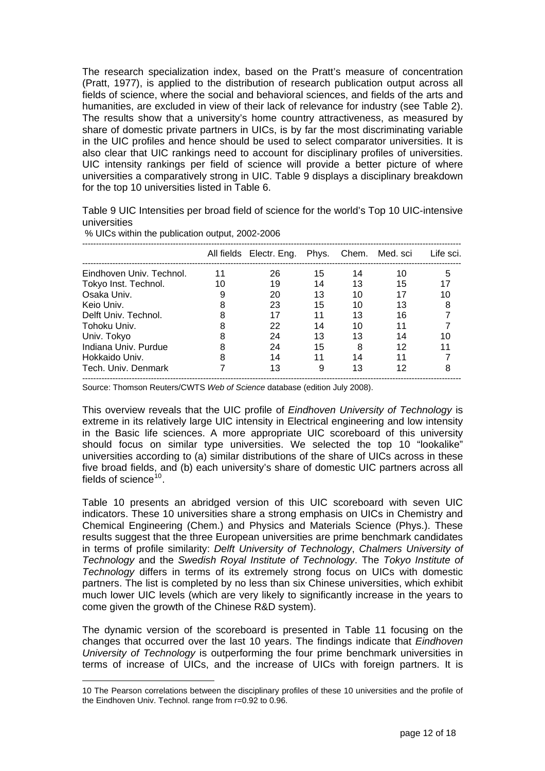The research specialization index, based on the Pratt's measure of concentration (Pratt, 1977), is applied to the distribution of research publication output across all fields of science, where the social and behavioral sciences, and fields of the arts and humanities, are excluded in view of their lack of relevance for industry (see Table 2). The results show that a university's home country attractiveness, as measured by share of domestic private partners in UICs, is by far the most discriminating variable in the UIC profiles and hence should be used to select comparator universities. It is also clear that UIC rankings need to account for disciplinary profiles of universities. UIC intensity rankings per field of science will provide a better picture of where universities a comparatively strong in UIC. Table 9 displays a disciplinary breakdown for the top 10 universities listed in Table 6.

Table 9 UIC Intensities per broad field of science for the world's Top 10 UIC-intensive universities

% UICs within the publication output, 2002-2006

| | All fields | Electr. Eng. | Phys. | Chem. | Med. sci | Life sci. |
|---|---|---|---|---|---|---|
| Eindhoven Univ. Technol. | 11 | 26 | 15 | 14 | 10 | 5 |
| Tokyo Inst. Technol. | 10 | 19 | 14 | 13 | 15 | 17 |
| Osaka Univ. | 9 | 20 | 13 | 10 | 17 | 10 |
| Keio Univ. | 8 | 23 | 15 | 10 | 13 | 8 |
| Delft Univ. Technol. | 8 | 17 | 11 | 13 | 16 | 7 |
| Tohoku Univ. | 8 | 22 | 14 | 10 | 11 | 7 |
| Univ. Tokyo | 8 | 24 | 13 | 13 | 14 | 10 |
| Indiana Univ. Purdue | 8 | 24 | 15 | 8 | 12 | 11 |
| Hokkaido Univ. | 8 | 14 | 11 | 14 | 11 | 7 |
| Tech. Univ. Denmark | 7 | 13 | 9 | 13 | 12 | 8 |

Source: Thomson Reuters/CWTS *Web of Science* database (edition July 2008).

This overview reveals that the UIC profile of *Eindhoven University of Technology* is extreme in its relatively large UIC intensity in Electrical engineering and low intensity in the Basic life sciences. A more appropriate UIC scoreboard of this university should focus on similar type universities. We selected the top 10 "lookalike" universities according to (a) similar distributions of the share of UICs across in these five broad fields, and (b) each university's share of domestic UIC partners across all fields of science[10].

Table 10 presents an abridged version of this UIC scoreboard with seven UIC indicators. These 10 universities share a strong emphasis on UICs in Chemistry and Chemical Engineering (Chem.) and Physics and Materials Science (Phys.). These results suggest that the three European universities are prime benchmark candidates in terms of profile similarity: *Delft University of Technology*, *Chalmers University of Technology* and the *Swedish Royal Institute of Technology*. The *Tokyo Institute of Technology* differs in terms of its extremely strong focus on UICs with domestic partners. The list is completed by no less than six Chinese universities, which exhibit much lower UIC levels (which are very likely to significantly increase in the years to come given the growth of the Chinese R&D system).

The dynamic version of the scoreboard is presented in Table 11 focusing on the changes that occurred over the last 10 years. The findings indicate that *Eindhoven University of Technology* is outperforming the four prime benchmark universities in terms of increase of UICs, and the increase of UICs with foreign partners. It is

10 The Pearson correlations between the disciplinary profiles of these 10 universities and the profile of the Eindhoven Univ. Technol. range from r=0.92 to 0.96.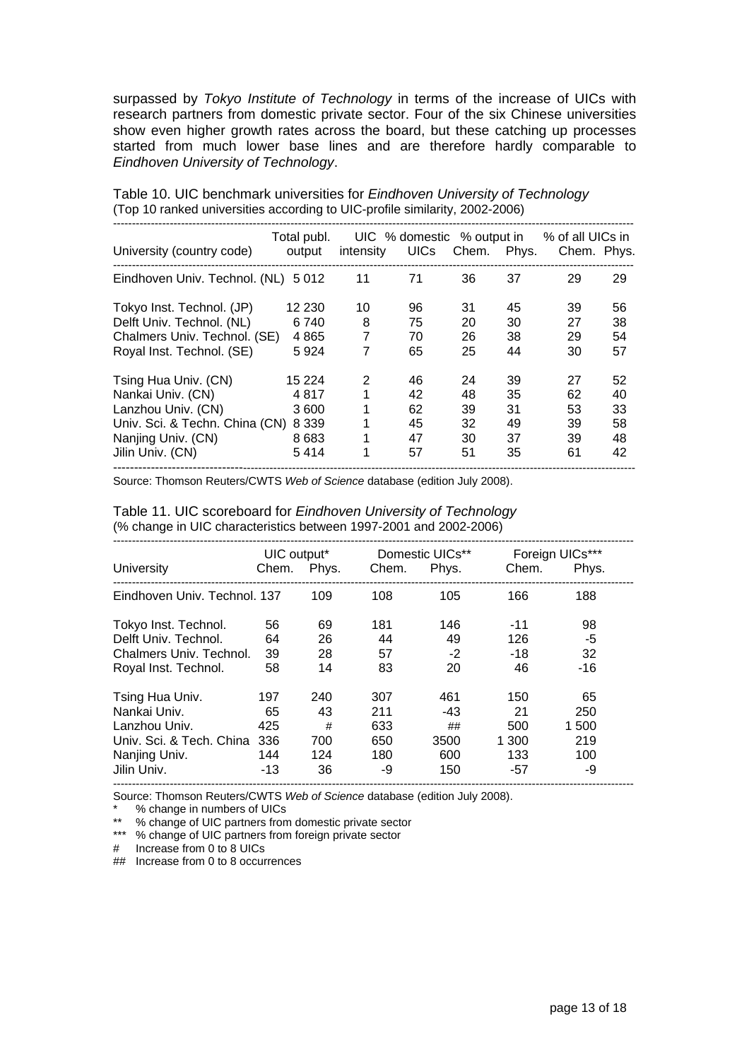surpassed by *Tokyo Institute of Technology* in terms of the increase of UICs with research partners from domestic private sector. Four of the six Chinese universities show even higher growth rates across the board, but these catching up processes started from much lower base lines and are therefore hardly comparable to *Eindhoven University of Technology*.

Table 10. UIC benchmark universities for *Eindhoven University of Technology*
(Top 10 ranked universities according to UIC-profile similarity, 2002-2006)

| University (country code) | Total publ. output | UIC intensity | % domestic UICs | % output in Chem. | % output in Phys. | % of all UICs in Chem. | % of all UICs in Phys. |
|---|---|---|---|---|---|---|---|
| Eindhoven Univ. Technol. (NL) | 5 012 | 11 | 71 | 36 | 37 | 29 | 29 |
| Tokyo Inst. Technol. (JP) | 12 230 | 10 | 96 | 31 | 45 | 39 | 56 |
| Delft Univ. Technol. (NL) | 6 740 | 8 | 75 | 20 | 30 | 27 | 38 |
| Chalmers Univ. Technol. (SE) | 4 865 | 7 | 70 | 26 | 38 | 29 | 54 |
| Royal Inst. Technol. (SE) | 5 924 | 7 | 65 | 25 | 44 | 30 | 57 |
| Tsing Hua Univ. (CN) | 15 224 | 2 | 46 | 24 | 39 | 27 | 52 |
| Nankai Univ. (CN) | 4 817 | 1 | 42 | 48 | 35 | 62 | 40 |
| Lanzhou Univ. (CN) | 3 600 | 1 | 62 | 39 | 31 | 53 | 33 |
| Univ. Sci. & Techn. China (CN) | 8 339 | 1 | 45 | 32 | 49 | 39 | 58 |
| Nanjing Univ. (CN) | 8 683 | 1 | 47 | 30 | 37 | 39 | 48 |
| Jilin Univ. (CN) | 5 414 | 1 | 57 | 51 | 35 | 61 | 42 |

Source: Thomson Reuters/CWTS *Web of Science* database (edition July 2008).

Table 11. UIC scoreboard for *Eindhoven University of Technology*
(% change in UIC characteristics between 1997-2001 and 2002-2006)

| University | UIC output* Chem. | UIC output* Phys. | Domestic UICs** Chem. | Domestic UICs** Phys. | Foreign UICs*** Chem. | Foreign UICs*** Phys. |
|---|---|---|---|---|---|---|
| Eindhoven Univ. Technol. | 137 | 109 | 108 | 105 | 166 | 188 |
| Tokyo Inst. Technol. | 56 | 69 | 181 | 146 | -11 | 98 |
| Delft Univ. Technol. | 64 | 26 | 44 | 49 | 126 | -5 |
| Chalmers Univ. Technol. | 39 | 28 | 57 | -2 | -18 | 32 |
| Royal Inst. Technol. | 58 | 14 | 83 | 20 | 46 | -16 |
| Tsing Hua Univ. | 197 | 240 | 307 | 461 | 150 | 65 |
| Nankai Univ. | 65 | 43 | 211 | -43 | 21 | 250 |
| Lanzhou Univ. | 425 | # | 633 | ## | 500 | 1 500 |
| Univ. Sci. & Tech. China | 336 | 700 | 650 | 3500 | 1 300 | 219 |
| Nanjing Univ. | 144 | 124 | 180 | 600 | 133 | 100 |
| Jilin Univ. | -13 | 36 | -9 | 150 | -57 | -9 |

Source: Thomson Reuters/CWTS *Web of Science* database (edition July 2008).

\* % change in numbers of UICs
\** % change of UIC partners from domestic private sector
\*** % change of UIC partners from foreign private sector
\# Increase from 0 to 8 UICs
\## Increase from 0 to 8 occurrences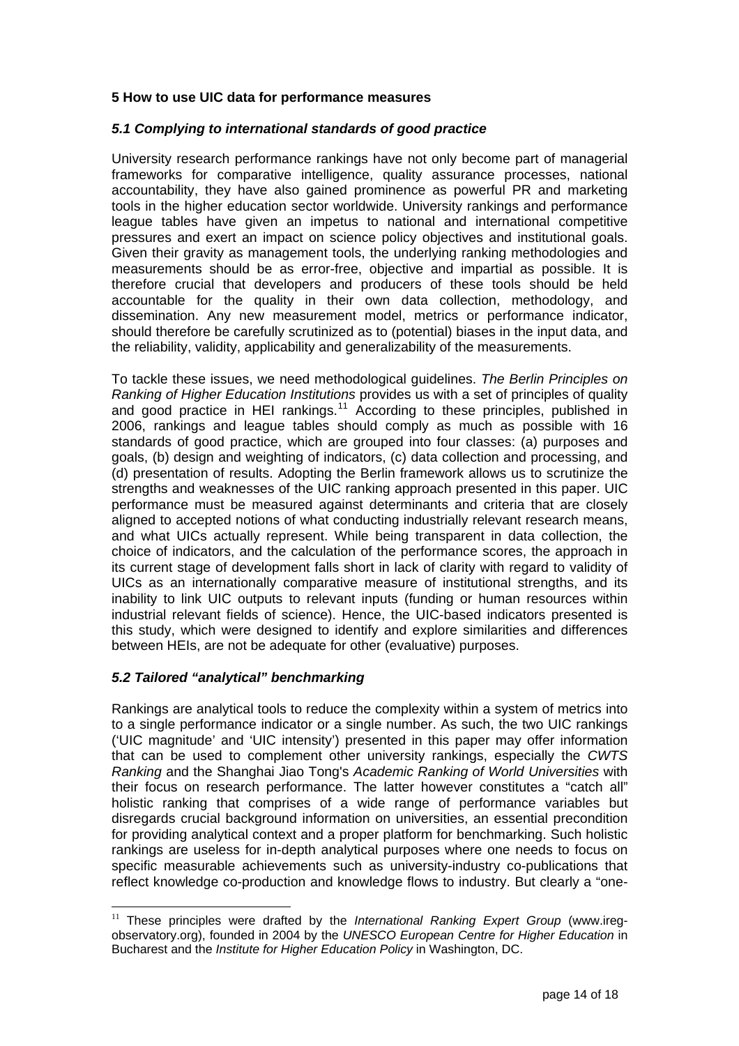## 5 How to use UIC data for performance measures

### *5.1 Complying to international standards of good practice*

University research performance rankings have not only become part of managerial frameworks for comparative intelligence, quality assurance processes, national accountability, they have also gained prominence as powerful PR and marketing tools in the higher education sector worldwide. University rankings and performance league tables have given an impetus to national and international competitive pressures and exert an impact on science policy objectives and institutional goals. Given their gravity as management tools, the underlying ranking methodologies and measurements should be as error-free, objective and impartial as possible. It is therefore crucial that developers and producers of these tools should be held accountable for the quality in their own data collection, methodology, and dissemination. Any new measurement model, metrics or performance indicator, should therefore be carefully scrutinized as to (potential) biases in the input data, and the reliability, validity, applicability and generalizability of the measurements.

To tackle these issues, we need methodological guidelines. *The Berlin Principles on Ranking of Higher Education Institutions* provides us with a set of principles of quality and good practice in HEI rankings.[11] According to these principles, published in 2006, rankings and league tables should comply as much as possible with 16 standards of good practice, which are grouped into four classes: (a) purposes and goals, (b) design and weighting of indicators, (c) data collection and processing, and (d) presentation of results. Adopting the Berlin framework allows us to scrutinize the strengths and weaknesses of the UIC ranking approach presented in this paper. UIC performance must be measured against determinants and criteria that are closely aligned to accepted notions of what conducting industrially relevant research means, and what UICs actually represent. While being transparent in data collection, the choice of indicators, and the calculation of the performance scores, the approach in its current stage of development falls short in lack of clarity with regard to validity of UICs as an internationally comparative measure of institutional strengths, and its inability to link UIC outputs to relevant inputs (funding or human resources within industrial relevant fields of science). Hence, the UIC-based indicators presented is this study, which were designed to identify and explore similarities and differences between HEIs, are not be adequate for other (evaluative) purposes.

### *5.2 Tailored "analytical" benchmarking*

Rankings are analytical tools to reduce the complexity within a system of metrics into to a single performance indicator or a single number. As such, the two UIC rankings ('UIC magnitude' and 'UIC intensity') presented in this paper may offer information that can be used to complement other university rankings, especially the *CWTS Ranking* and the Shanghai Jiao Tong's *Academic Ranking of World Universities* with their focus on research performance. The latter however constitutes a "catch all" holistic ranking that comprises of a wide range of performance variables but disregards crucial background information on universities, an essential precondition for providing analytical context and a proper platform for benchmarking. Such holistic rankings are useless for in-depth analytical purposes where one needs to focus on specific measurable achievements such as university-industry co-publications that reflect knowledge co-production and knowledge flows to industry. But clearly a "one-

[11] These principles were drafted by the *International Ranking Expert Group* (www.ireg-observatory.org), founded in 2004 by the *UNESCO European Centre for Higher Education* in Bucharest and the *Institute for Higher Education Policy* in Washington, DC.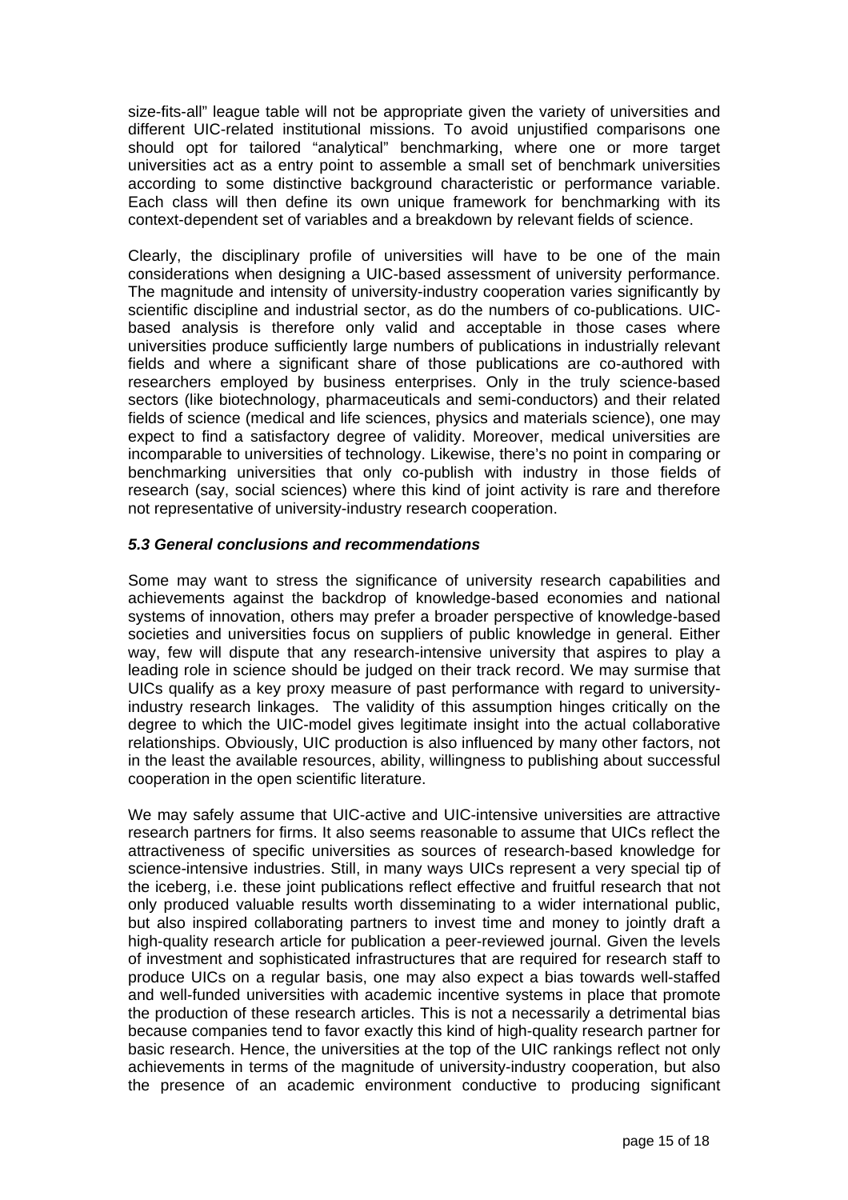size-fits-all" league table will not be appropriate given the variety of universities and different UIC-related institutional missions. To avoid unjustified comparisons one should opt for tailored "analytical" benchmarking, where one or more target universities act as a entry point to assemble a small set of benchmark universities according to some distinctive background characteristic or performance variable. Each class will then define its own unique framework for benchmarking with its context-dependent set of variables and a breakdown by relevant fields of science.

Clearly, the disciplinary profile of universities will have to be one of the main considerations when designing a UIC-based assessment of university performance. The magnitude and intensity of university-industry cooperation varies significantly by scientific discipline and industrial sector, as do the numbers of co-publications. UIC-based analysis is therefore only valid and acceptable in those cases where universities produce sufficiently large numbers of publications in industrially relevant fields and where a significant share of those publications are co-authored with researchers employed by business enterprises. Only in the truly science-based sectors (like biotechnology, pharmaceuticals and semi-conductors) and their related fields of science (medical and life sciences, physics and materials science), one may expect to find a satisfactory degree of validity. Moreover, medical universities are incomparable to universities of technology. Likewise, there's no point in comparing or benchmarking universities that only co-publish with industry in those fields of research (say, social sciences) where this kind of joint activity is rare and therefore not representative of university-industry research cooperation.

### *5.3 General conclusions and recommendations*

Some may want to stress the significance of university research capabilities and achievements against the backdrop of knowledge-based economies and national systems of innovation, others may prefer a broader perspective of knowledge-based societies and universities focus on suppliers of public knowledge in general. Either way, few will dispute that any research-intensive university that aspires to play a leading role in science should be judged on their track record. We may surmise that UICs qualify as a key proxy measure of past performance with regard to university-industry research linkages. The validity of this assumption hinges critically on the degree to which the UIC-model gives legitimate insight into the actual collaborative relationships. Obviously, UIC production is also influenced by many other factors, not in the least the available resources, ability, willingness to publishing about successful cooperation in the open scientific literature.

We may safely assume that UIC-active and UIC-intensive universities are attractive research partners for firms. It also seems reasonable to assume that UICs reflect the attractiveness of specific universities as sources of research-based knowledge for science-intensive industries. Still, in many ways UICs represent a very special tip of the iceberg, i.e. these joint publications reflect effective and fruitful research that not only produced valuable results worth disseminating to a wider international public, but also inspired collaborating partners to invest time and money to jointly draft a high-quality research article for publication a peer-reviewed journal. Given the levels of investment and sophisticated infrastructures that are required for research staff to produce UICs on a regular basis, one may also expect a bias towards well-staffed and well-funded universities with academic incentive systems in place that promote the production of these research articles. This is not a necessarily a detrimental bias because companies tend to favor exactly this kind of high-quality research partner for basic research. Hence, the universities at the top of the UIC rankings reflect not only achievements in terms of the magnitude of university-industry cooperation, but also the presence of an academic environment conductive to producing significant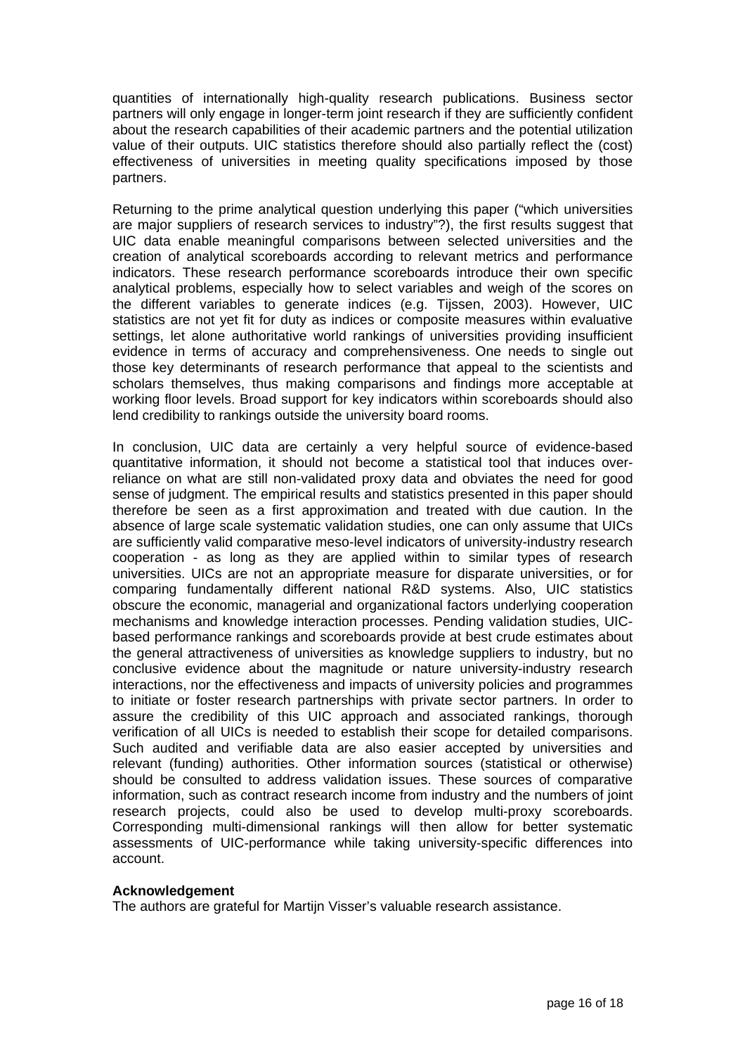quantities of internationally high-quality research publications. Business sector partners will only engage in longer-term joint research if they are sufficiently confident about the research capabilities of their academic partners and the potential utilization value of their outputs. UIC statistics therefore should also partially reflect the (cost) effectiveness of universities in meeting quality specifications imposed by those partners.

Returning to the prime analytical question underlying this paper ("which universities are major suppliers of research services to industry"?), the first results suggest that UIC data enable meaningful comparisons between selected universities and the creation of analytical scoreboards according to relevant metrics and performance indicators. These research performance scoreboards introduce their own specific analytical problems, especially how to select variables and weigh of the scores on the different variables to generate indices (e.g. Tijssen, 2003). However, UIC statistics are not yet fit for duty as indices or composite measures within evaluative settings, let alone authoritative world rankings of universities providing insufficient evidence in terms of accuracy and comprehensiveness. One needs to single out those key determinants of research performance that appeal to the scientists and scholars themselves, thus making comparisons and findings more acceptable at working floor levels. Broad support for key indicators within scoreboards should also lend credibility to rankings outside the university board rooms.

In conclusion, UIC data are certainly a very helpful source of evidence-based quantitative information, it should not become a statistical tool that induces over-reliance on what are still non-validated proxy data and obviates the need for good sense of judgment. The empirical results and statistics presented in this paper should therefore be seen as a first approximation and treated with due caution. In the absence of large scale systematic validation studies, one can only assume that UICs are sufficiently valid comparative meso-level indicators of university-industry research cooperation - as long as they are applied within to similar types of research universities. UICs are not an appropriate measure for disparate universities, or for comparing fundamentally different national R&D systems. Also, UIC statistics obscure the economic, managerial and organizational factors underlying cooperation mechanisms and knowledge interaction processes. Pending validation studies, UIC-based performance rankings and scoreboards provide at best crude estimates about the general attractiveness of universities as knowledge suppliers to industry, but no conclusive evidence about the magnitude or nature university-industry research interactions, nor the effectiveness and impacts of university policies and programmes to initiate or foster research partnerships with private sector partners. In order to assure the credibility of this UIC approach and associated rankings, thorough verification of all UICs is needed to establish their scope for detailed comparisons. Such audited and verifiable data are also easier accepted by universities and relevant (funding) authorities. Other information sources (statistical or otherwise) should be consulted to address validation issues. These sources of comparative information, such as contract research income from industry and the numbers of joint research projects, could also be used to develop multi-proxy scoreboards. Corresponding multi-dimensional rankings will then allow for better systematic assessments of UIC-performance while taking university-specific differences into account.

**Acknowledgement**

The authors are grateful for Martijn Visser's valuable research assistance.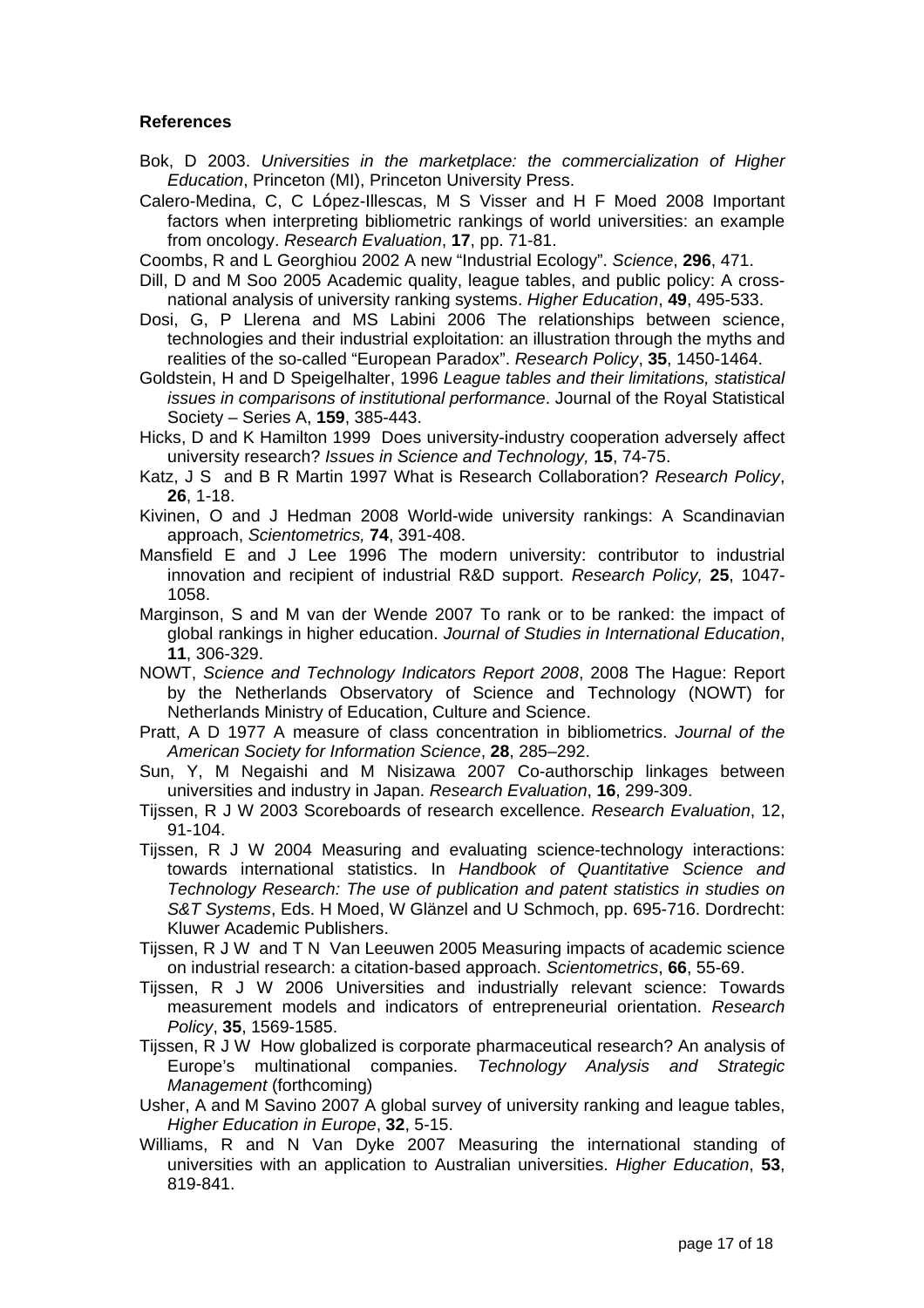**References**

Bok, D 2003. *Universities in the marketplace: the commercialization of Higher Education*, Princeton (MI), Princeton University Press.

Calero-Medina, C, C López-Illescas, M S Visser and H F Moed 2008 Important factors when interpreting bibliometric rankings of world universities: an example from oncology. *Research Evaluation*, **17**, pp. 71-81.

Coombs, R and L Georghiou 2002 A new "Industrial Ecology". *Science*, **296**, 471.

Dill, D and M Soo 2005 Academic quality, league tables, and public policy: A cross-national analysis of university ranking systems. *Higher Education*, **49**, 495-533.

Dosi, G, P Llerena and MS Labini 2006 The relationships between science, technologies and their industrial exploitation: an illustration through the myths and realities of the so-called "European Paradox". *Research Policy*, **35**, 1450-1464.

Goldstein, H and D Speigelhalter, 1996 *League tables and their limitations, statistical issues in comparisons of institutional performance*. Journal of the Royal Statistical Society – Series A, **159**, 385-443.

Hicks, D and K Hamilton 1999 Does university-industry cooperation adversely affect university research? *Issues in Science and Technology,* **15**, 74-75.

Katz, J S and B R Martin 1997 What is Research Collaboration? *Research Policy*, **26**, 1-18.

Kivinen, O and J Hedman 2008 World-wide university rankings: A Scandinavian approach, *Scientometrics,* **74**, 391-408.

Mansfield E and J Lee 1996 The modern university: contributor to industrial innovation and recipient of industrial R&D support. *Research Policy,* **25**, 1047-1058.

Marginson, S and M van der Wende 2007 To rank or to be ranked: the impact of global rankings in higher education. *Journal of Studies in International Education*, **11**, 306-329.

NOWT, *Science and Technology Indicators Report 2008*, 2008 The Hague: Report by the Netherlands Observatory of Science and Technology (NOWT) for Netherlands Ministry of Education, Culture and Science.

Pratt, A D 1977 A measure of class concentration in bibliometrics. *Journal of the American Society for Information Science*, **28**, 285–292.

Sun, Y, M Negaishi and M Nisizawa 2007 Co-authorschip linkages between universities and industry in Japan. *Research Evaluation*, **16**, 299-309.

Tijssen, R J W 2003 Scoreboards of research excellence. *Research Evaluation*, 12, 91-104.

Tijssen, R J W 2004 Measuring and evaluating science-technology interactions: towards international statistics. In *Handbook of Quantitative Science and Technology Research: The use of publication and patent statistics in studies on S&T Systems*, Eds. H Moed, W Glänzel and U Schmoch, pp. 695-716. Dordrecht: Kluwer Academic Publishers.

Tijssen, R J W and T N Van Leeuwen 2005 Measuring impacts of academic science on industrial research: a citation-based approach. *Scientometrics*, **66**, 55-69.

Tijssen, R J W 2006 Universities and industrially relevant science: Towards measurement models and indicators of entrepreneurial orientation. *Research Policy*, **35**, 1569-1585.

Tijssen, R J W How globalized is corporate pharmaceutical research? An analysis of Europe's multinational companies. *Technology Analysis and Strategic Management* (forthcoming)

Usher, A and M Savino 2007 A global survey of university ranking and league tables, *Higher Education in Europe*, **32**, 5-15.

Williams, R and N Van Dyke 2007 Measuring the international standing of universities with an application to Australian universities. *Higher Education*, **53**, 819-841.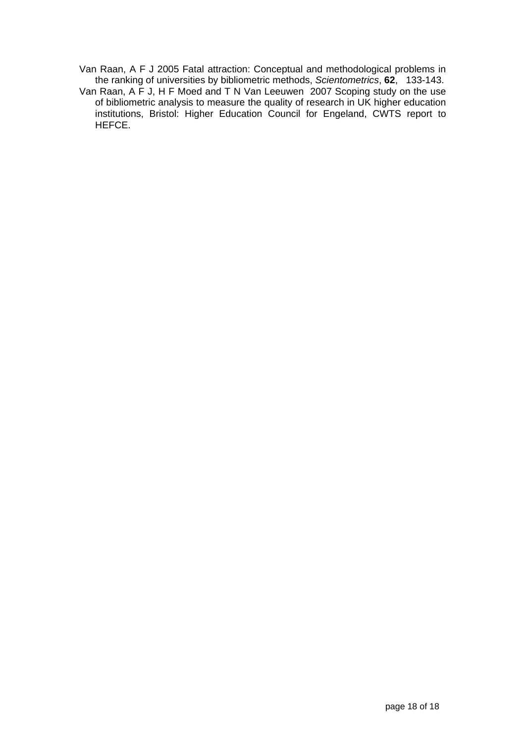Van Raan, A F J 2005 Fatal attraction: Conceptual and methodological problems in the ranking of universities by bibliometric methods, *Scientometrics*, **62**, 133-143.

Van Raan, A F J, H F Moed and T N Van Leeuwen 2007 Scoping study on the use of bibliometric analysis to measure the quality of research in UK higher education institutions, Bristol: Higher Education Council for Engeland, CWTS report to HEFCE.